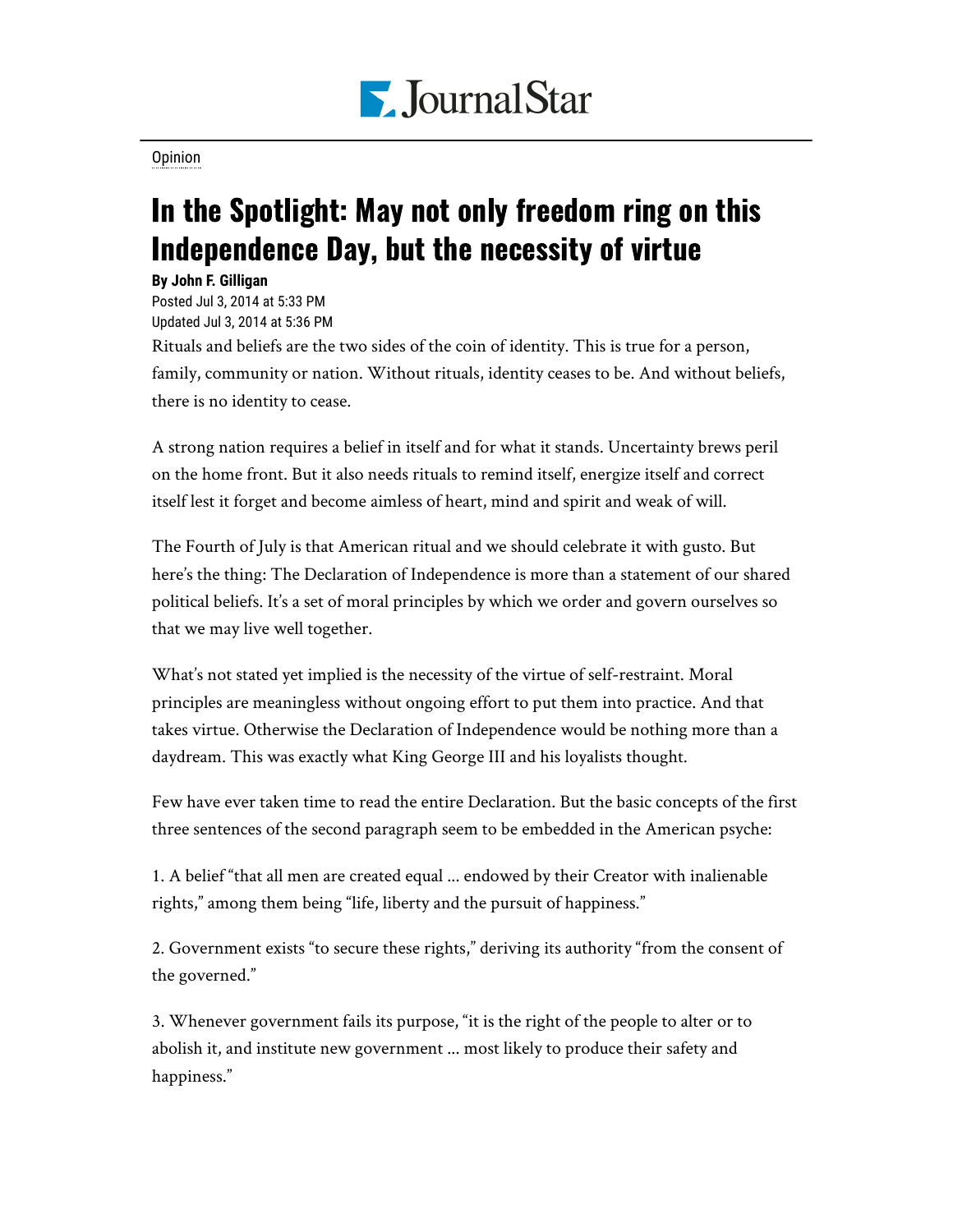Opinion

# In the Spotlight: May not only freedom ring on this Independence Day, but the necessity of virtue

**By John F. Gilligan**

Posted Jul 3, 2014 at 5:33 PM

Updated Jul 3, 2014 at 5:36 PM

Rituals and beliefs are the two sides of the coin of identity. This is true for a person, family, community or nation. Without rituals, identity ceases to be. And without beliefs, there is no identity to cease.

A strong nation requires a belief in itself and for what it stands. Uncertainty brews peril on the home front. But it also needs rituals to remind itself, energize itself and correct itself lest it forget and become aimless of heart, mind and spirit and weak of will.

The Fourth of July is that American ritual and we should celebrate it with gusto. But here's the thing: The Declaration of Independence is more than a statement of our shared political beliefs. It's a set of moral principles by which we order and govern ourselves so that we may live well together.

What's not stated yet implied is the necessity of the virtue of self-restraint. Moral principles are meaningless without ongoing effort to put them into practice. And that takes virtue. Otherwise the Declaration of Independence would be nothing more than a daydream. This was exactly what King George III and his loyalists thought.

Few have ever taken time to read the entire Declaration. But the basic concepts of the first three sentences of the second paragraph seem to be embedded in the American psyche:

1. A belief "that all men are created equal ... endowed by their Creator with inalienable rights," among them being "life, liberty and the pursuit of happiness."

2. Government exists "to secure these rights," deriving its authority "from the consent of the governed."

3. Whenever government fails its purpose, "it is the right of the people to alter or to abolish it, and institute new government ... most likely to produce their safety and happiness."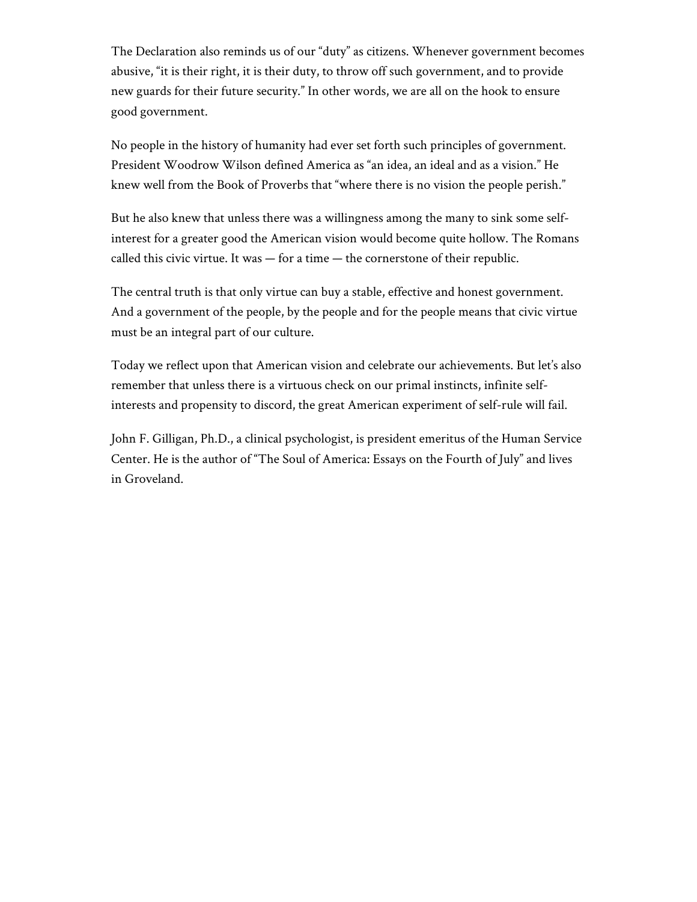The Declaration also reminds us of our "duty" as citizens. Whenever government becomes abusive, "it is their right, it is their duty, to throw off such government, and to provide new guards for their future security." In other words, we are all on the hook to ensure good government.

No people in the history of humanity had ever set forth such principles of government. President Woodrow Wilson defined America as "an idea, an ideal and as a vision." He knew well from the Book of Proverbs that "where there is no vision the people perish."

But he also knew that unless there was a willingness among the many to sink some self-interest for a greater good the American vision would become quite hollow. The Romans called this civic virtue. It was — for a time — the cornerstone of their republic.

The central truth is that only virtue can buy a stable, effective and honest government. And a government of the people, by the people and for the people means that civic virtue must be an integral part of our culture.

Today we reflect upon that American vision and celebrate our achievements. But let's also remember that unless there is a virtuous check on our primal instincts, infinite self-interests and propensity to discord, the great American experiment of self-rule will fail.

John F. Gilligan, Ph.D., a clinical psychologist, is president emeritus of the Human Service Center. He is the author of "The Soul of America: Essays on the Fourth of July" and lives in Groveland.